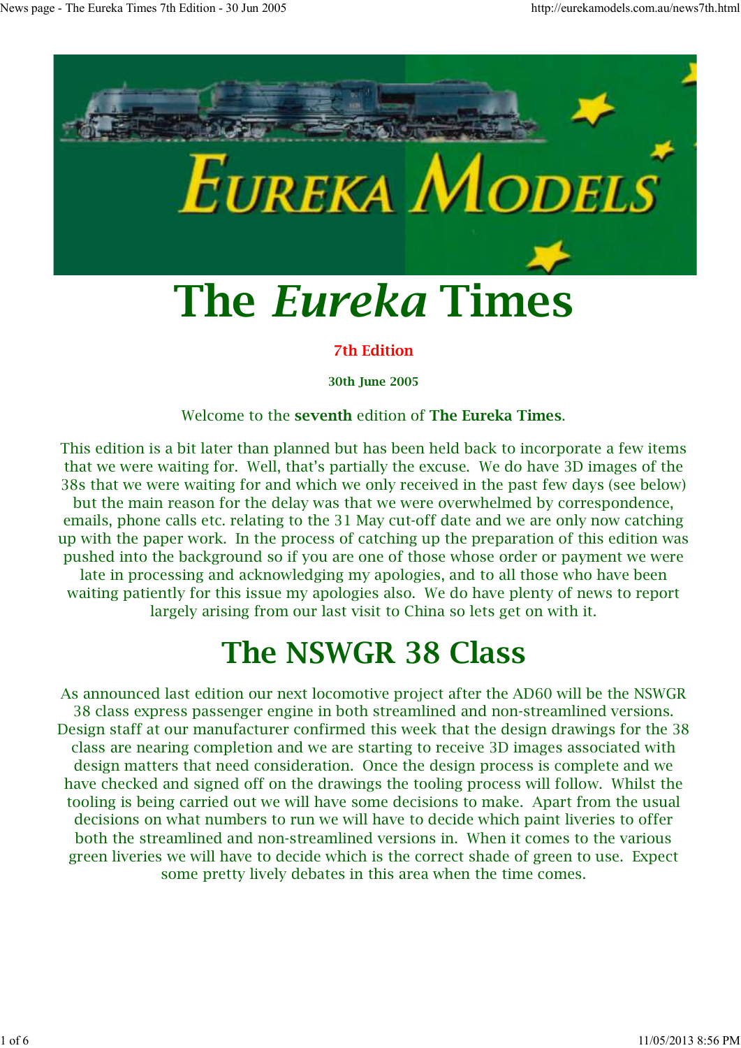# The *Eureka* Times

**7th Edition**

**30th June 2005**

Welcome to the **seventh** edition of **The Eureka Times**.

This edition is a bit later than planned but has been held back to incorporate a few items that we were waiting for. Well, that's partially the excuse. We do have 3D images of the 38s that we were waiting for and which we only received in the past few days (see below) but the main reason for the delay was that we were overwhelmed by correspondence, emails, phone calls etc. relating to the 31 May cut-off date and we are only now catching up with the paper work. In the process of catching up the preparation of this edition was pushed into the background so if you are one of those whose order or payment we were late in processing and acknowledging my apologies, and to all those who have been waiting patiently for this issue my apologies also. We do have plenty of news to report largely arising from our last visit to China so lets get on with it.

## The NSWGR 38 Class

As announced last edition our next locomotive project after the AD60 will be the NSWGR 38 class express passenger engine in both streamlined and non-streamlined versions. Design staff at our manufacturer confirmed this week that the design drawings for the 38 class are nearing completion and we are starting to receive 3D images associated with design matters that need consideration. Once the design process is complete and we have checked and signed off on the drawings the tooling process will follow. Whilst the tooling is being carried out we will have some decisions to make. Apart from the usual decisions on what numbers to run we will have to decide which paint liveries to offer both the streamlined and non-streamlined versions in. When it comes to the various green liveries we will have to decide which is the correct shade of green to use. Expect some pretty lively debates in this area when the time comes.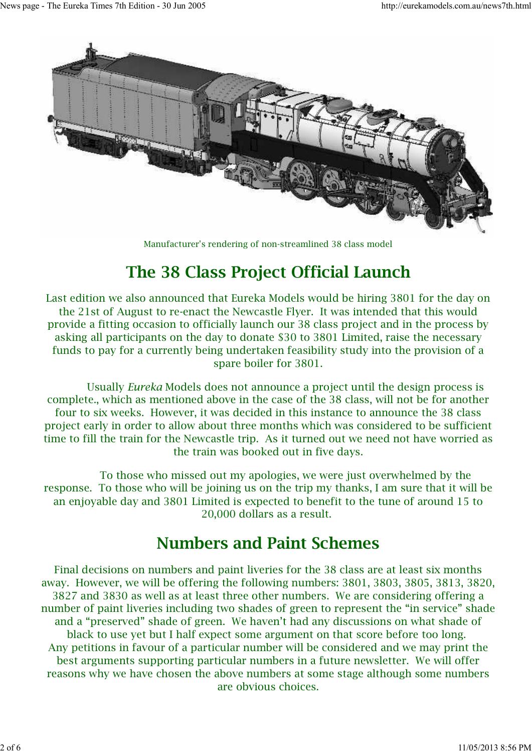Manufacturer's rendering of non-streamlined 38 class model

## The 38 Class Project Official Launch

Last edition we also announced that Eureka Models would be hiring 3801 for the day on the 21st of August to re-enact the Newcastle Flyer. It was intended that this would provide a fitting occasion to officially launch our 38 class project and in the process by asking all participants on the day to donate $30 to 3801 Limited, raise the necessary funds to pay for a currently being undertaken feasibility study into the provision of a spare boiler for 3801.

Usually *Eureka* Models does not announce a project until the design process is complete., which as mentioned above in the case of the 38 class, will not be for another four to six weeks. However, it was decided in this instance to announce the 38 class project early in order to allow about three months which was considered to be sufficient time to fill the train for the Newcastle trip. As it turned out we need not have worried as the train was booked out in five days.

To those who missed out my apologies, we were just overwhelmed by the response. To those who will be joining us on the trip my thanks, I am sure that it will be an enjoyable day and 3801 Limited is expected to benefit to the tune of around 15 to 20,000 dollars as a result.

## Numbers and Paint Schemes

Final decisions on numbers and paint liveries for the 38 class are at least six months away. However, we will be offering the following numbers: 3801, 3803, 3805, 3813, 3820, 3827 and 3830 as well as at least three other numbers. We are considering offering a number of paint liveries including two shades of green to represent the "in service" shade and a "preserved" shade of green. We haven't had any discussions on what shade of black to use yet but I half expect some argument on that score before too long. Any petitions in favour of a particular number will be considered and we may print the best arguments supporting particular numbers in a future newsletter. We will offer reasons why we have chosen the above numbers at some stage although some numbers are obvious choices.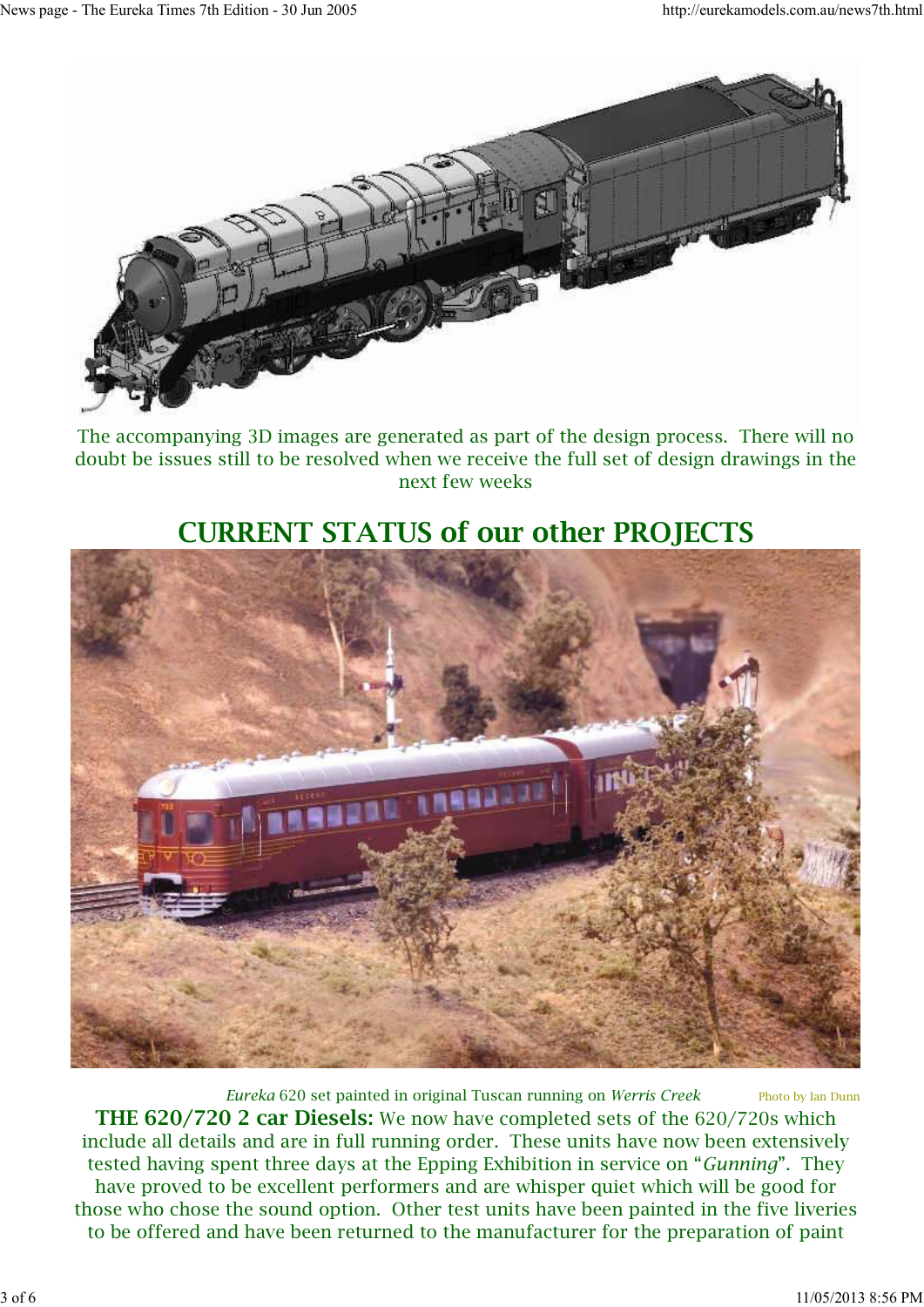The accompanying 3D images are generated as part of the design process. There will no doubt be issues still to be resolved when we receive the full set of design drawings in the next few weeks

## CURRENT STATUS of our other PROJECTS

*Eureka* 620 set painted in original Tuscan running on *Werris Creek* Photo by Ian Dunn

**THE 620/720 2 car Diesels:** We now have completed sets of the 620/720s which include all details and are in full running order. These units have now been extensively tested having spent three days at the Epping Exhibition in service on "*Gunning*". They have proved to be excellent performers and are whisper quiet which will be good for those who chose the sound option. Other test units have been painted in the five liveries to be offered and have been returned to the manufacturer for the preparation of paint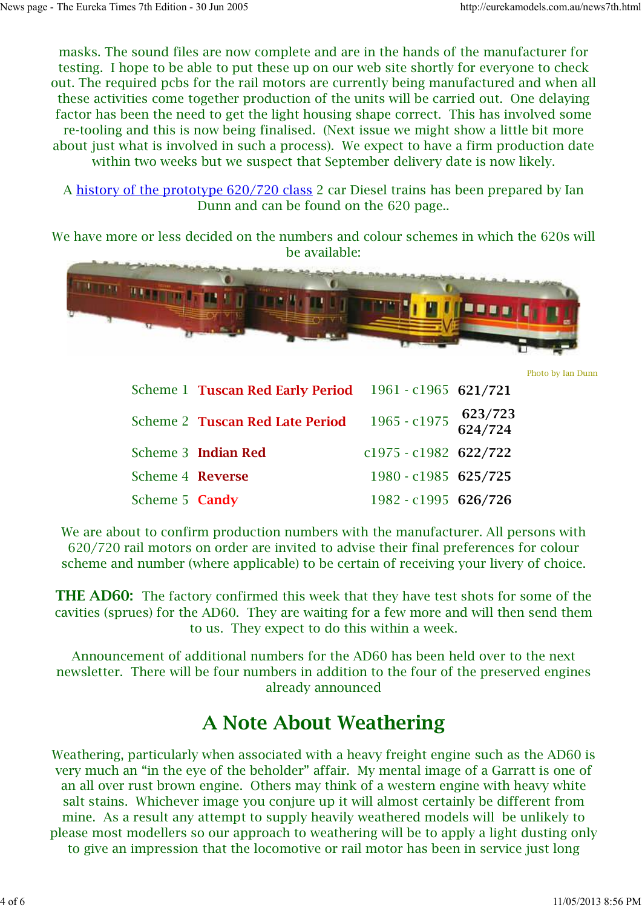masks. The sound files are now complete and are in the hands of the manufacturer for testing. I hope to be able to put these up on our web site shortly for everyone to check out. The required pcbs for the rail motors are currently being manufactured and when all these activities come together production of the units will be carried out. One delaying factor has been the need to get the light housing shape correct. This has involved some re-tooling and this is now being finalised. (Next issue we might show a little bit more about just what is involved in such a process). We expect to have a firm production date within two weeks but we suspect that September delivery date is now likely.

A history of the prototype 620/720 class 2 car Diesel trains has been prepared by Ian Dunn and can be found on the 620 page..

We have more or less decided on the numbers and colour schemes in which the 620s will be available:

Photo by Ian Dunn

| | | | |
|---|---|---|---|
| Scheme 1 | **Tuscan Red Early Period** | 1961 - c1965 | **621/721** |
| Scheme 2 | **Tuscan Red Late Period** | 1965 - c1975 | **623/723** **624/724** |
| Scheme 3 | **Indian Red** | c1975 - c1982 | **622/722** |
| Scheme 4 | **Reverse** | 1980 - c1985 | **625/725** |
| Scheme 5 | **Candy** | 1982 - c1995 | **626/726** |

We are about to confirm production numbers with the manufacturer. All persons with 620/720 rail motors on order are invited to advise their final preferences for colour scheme and number (where applicable) to be certain of receiving your livery of choice.

**THE AD60:** The factory confirmed this week that they have test shots for some of the cavities (sprues) for the AD60. They are waiting for a few more and will then send them to us. They expect to do this within a week.

Announcement of additional numbers for the AD60 has been held over to the next newsletter. There will be four numbers in addition to the four of the preserved engines already announced

## A Note About Weathering

Weathering, particularly when associated with a heavy freight engine such as the AD60 is very much an "in the eye of the beholder" affair. My mental image of a Garratt is one of an all over rust brown engine. Others may think of a western engine with heavy white salt stains. Whichever image you conjure up it will almost certainly be different from mine. As a result any attempt to supply heavily weathered models will be unlikely to please most modellers so our approach to weathering will be to apply a light dusting only to give an impression that the locomotive or rail motor has been in service just long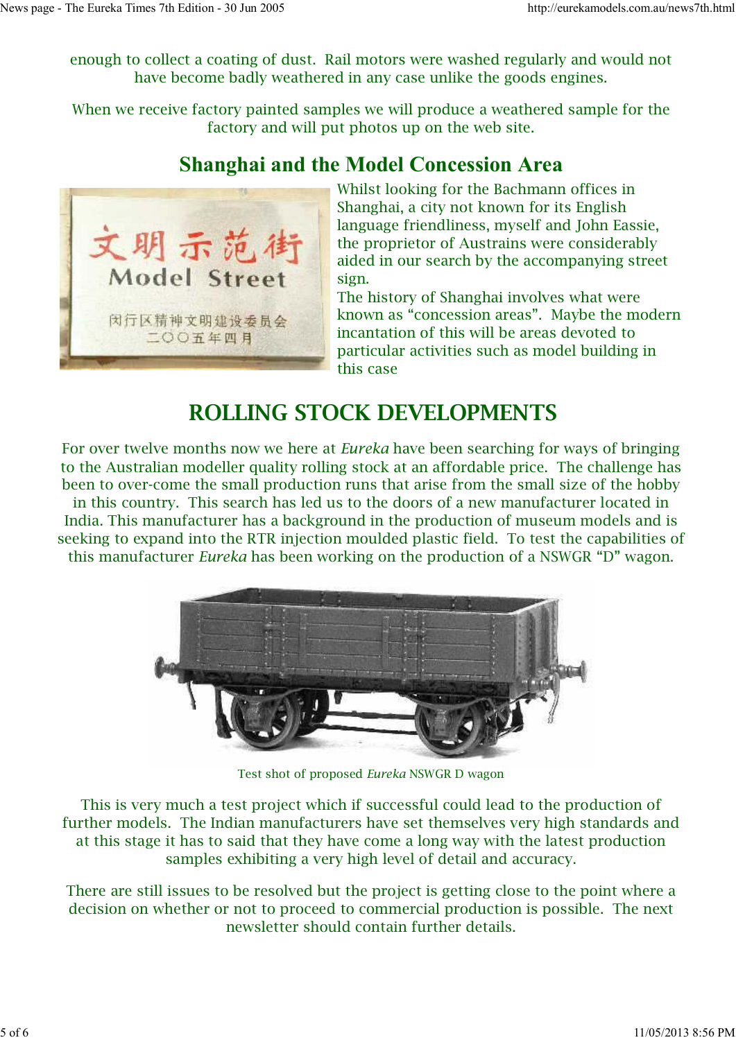enough to collect a coating of dust. Rail motors were washed regularly and would not have become badly weathered in any case unlike the goods engines.

When we receive factory painted samples we will produce a weathered sample for the factory and will put photos up on the web site.

## Shanghai and the Model Concession Area

Whilst looking for the Bachmann offices in Shanghai, a city not known for its English language friendliness, myself and John Eassie, the proprietor of Austrains were considerably aided in our search by the accompanying street sign.

The history of Shanghai involves what were known as "concession areas". Maybe the modern incantation of this will be areas devoted to particular activities such as model building in this case

## ROLLING STOCK DEVELOPMENTS

For over twelve months now we here at *Eureka* have been searching for ways of bringing to the Australian modeller quality rolling stock at an affordable price. The challenge has been to over-come the small production runs that arise from the small size of the hobby in this country. This search has led us to the doors of a new manufacturer located in India. This manufacturer has a background in the production of museum models and is seeking to expand into the RTR injection moulded plastic field. To test the capabilities of this manufacturer *Eureka* has been working on the production of a NSWGR "D" wagon.

Test shot of proposed *Eureka* NSWGR D wagon

This is very much a test project which if successful could lead to the production of further models. The Indian manufacturers have set themselves very high standards and at this stage it has to said that they have come a long way with the latest production samples exhibiting a very high level of detail and accuracy.

There are still issues to be resolved but the project is getting close to the point where a decision on whether or not to proceed to commercial production is possible. The next newsletter should contain further details.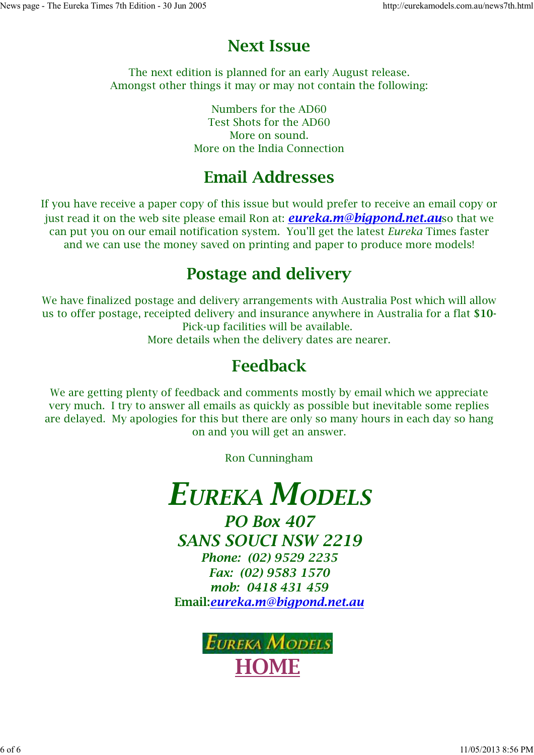## Next Issue

The next edition is planned for an early August release.
Amongst other things it may or may not contain the following:

Numbers for the AD60
Test Shots for the AD60
More on sound.
More on the India Connection

## Email Addresses

If you have receive a paper copy of this issue but would prefer to receive an email copy or just read it on the web site please email Ron at: ***eureka.m@bigpond.net.au***so that we can put you on our email notification system. You'll get the latest *Eureka* Times faster and we can use the money saved on printing and paper to produce more models!

## Postage and delivery

We have finalized postage and delivery arrangements with Australia Post which will allow us to offer postage, receipted delivery and insurance anywhere in Australia for a flat **$10-** Pick-up facilities will be available.
More details when the delivery dates are nearer.

## Feedback

We are getting plenty of feedback and comments mostly by email which we appreciate very much. I try to answer all emails as quickly as possible but inevitable some replies are delayed. My apologies for this but there are only so many hours in each day so hang on and you will get an answer.

Ron Cunningham

# ***EUREKA MODELS***

***PO Box 407***
***SANS SOUCI NSW 2219***
***Phone: (02) 9529 2235***
***Fax: (02) 9583 1570***
***mob: 0418 431 459***
**Email:*eureka.m@bigpond.net.au***

EUREKA MODELS
**HOME**